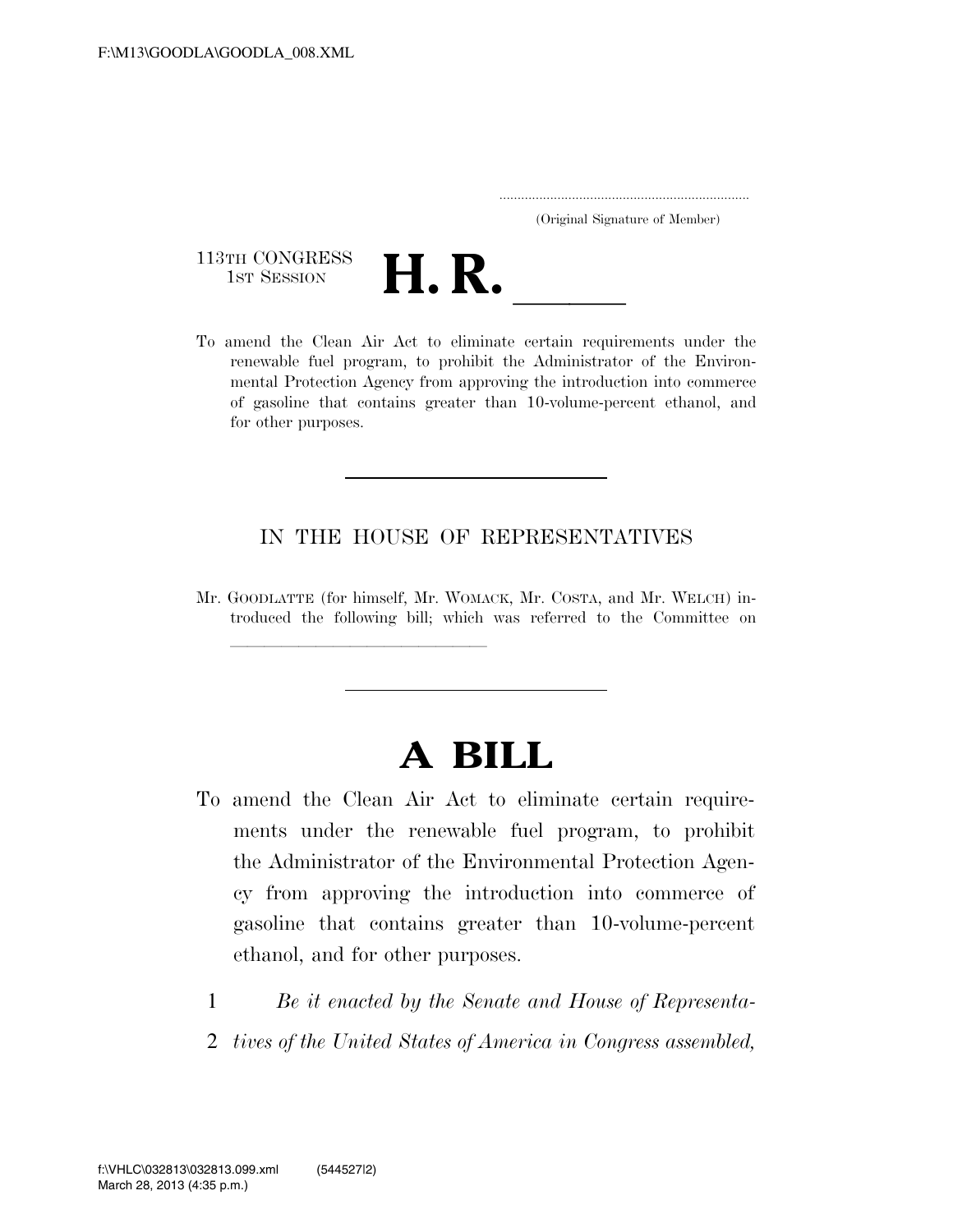F:\M13\GOODLA\GOODLA_008.XML

.....................................................................
(Original Signature of Member)

113TH CONGRESS
1ST SESSION

# H. R. \_\_\_\_\_\_

To amend the Clean Air Act to eliminate certain requirements under the renewable fuel program, to prohibit the Administrator of the Environmental Protection Agency from approving the introduction into commerce of gasoline that contains greater than 10-volume-percent ethanol, and for other purposes.

---

IN THE HOUSE OF REPRESENTATIVES

Mr. GOODLATTE (for himself, Mr. WOMACK, Mr. COSTA, and Mr. WELCH) introduced the following bill; which was referred to the Committee on \_\_\_\_\_\_\_\_\_\_\_\_\_\_\_\_\_\_\_\_\_\_\_\_\_\_\_\_\_\_

---

# A BILL

To amend the Clean Air Act to eliminate certain requirements under the renewable fuel program, to prohibit the Administrator of the Environmental Protection Agency from approving the introduction into commerce of gasoline that contains greater than 10-volume-percent ethanol, and for other purposes.

1 *Be it enacted by the Senate and House of Representa-*
2 *tives of the United States of America in Congress assembled,*

f:\VHLC\032813\032813.099.xml (544527|2)
March 28, 2013 (4:35 p.m.)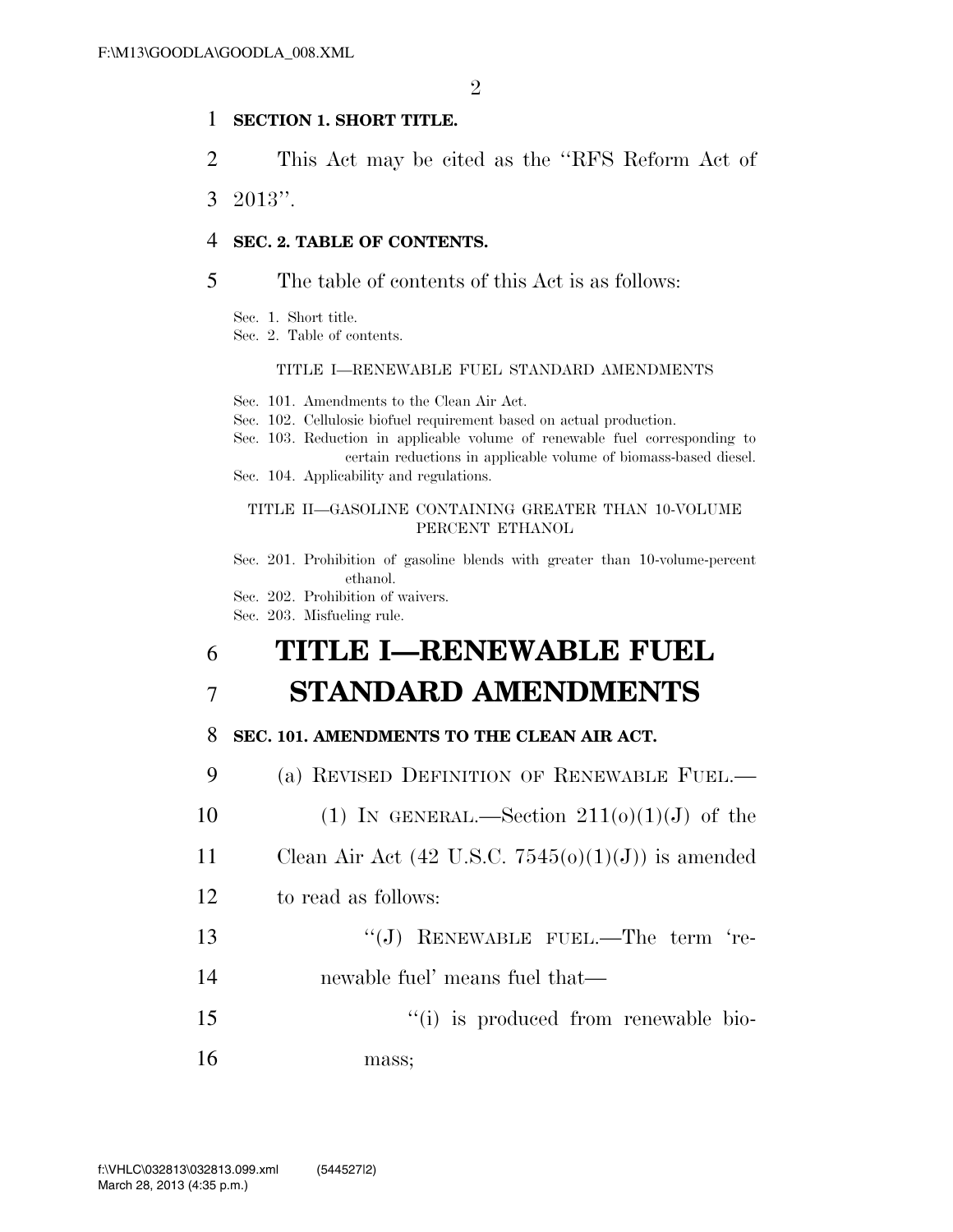**SECTION 1. SHORT TITLE.**

This Act may be cited as the ''RFS Reform Act of 2013''.

**SEC. 2. TABLE OF CONTENTS.**

The table of contents of this Act is as follows:

Sec. 1. Short title.
Sec. 2. Table of contents.

TITLE I—RENEWABLE FUEL STANDARD AMENDMENTS

Sec. 101. Amendments to the Clean Air Act.
Sec. 102. Cellulosic biofuel requirement based on actual production.
Sec. 103. Reduction in applicable volume of renewable fuel corresponding to certain reductions in applicable volume of biomass-based diesel.
Sec. 104. Applicability and regulations.

TITLE II—GASOLINE CONTAINING GREATER THAN 10-VOLUME PERCENT ETHANOL

Sec. 201. Prohibition of gasoline blends with greater than 10-volume-percent ethanol.
Sec. 202. Prohibition of waivers.
Sec. 203. Misfueling rule.

# TITLE I—RENEWABLE FUEL STANDARD AMENDMENTS

**SEC. 101. AMENDMENTS TO THE CLEAN AIR ACT.**

(a) REVISED DEFINITION OF RENEWABLE FUEL.—

(1) IN GENERAL.—Section 211(o)(1)(J) of the Clean Air Act (42 U.S.C. 7545(o)(1)(J)) is amended to read as follows:

''(J) RENEWABLE FUEL.—The term 'renewable fuel' means fuel that—

''(i) is produced from renewable biomass;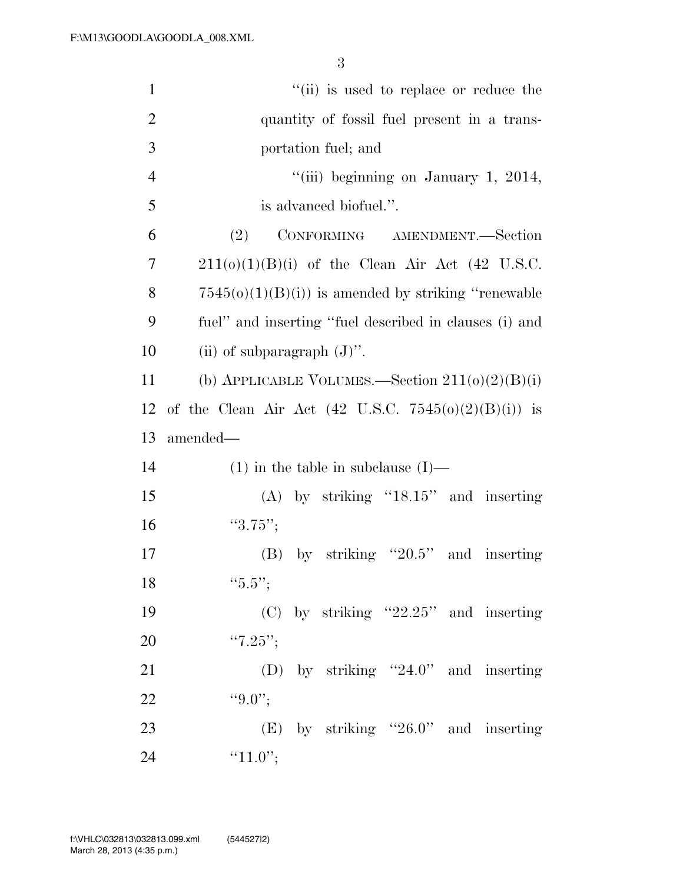"(ii) is used to replace or reduce the quantity of fossil fuel present in a transportation fuel; and

"(iii) beginning on January 1, 2014, is advanced biofuel.".

(2) CONFORMING AMENDMENT.—Section 211(o)(1)(B)(i) of the Clean Air Act (42 U.S.C. 7545(o)(1)(B)(i)) is amended by striking "renewable fuel" and inserting "fuel described in clauses (i) and (ii) of subparagraph (J)".

(b) APPLICABLE VOLUMES.—Section 211(o)(2)(B)(i) of the Clean Air Act (42 U.S.C. 7545(o)(2)(B)(i)) is amended—

(1) in the table in subclause (I)—

(A) by striking "18.15" and inserting "3.75";

(B) by striking "20.5" and inserting "5.5";

(C) by striking "22.25" and inserting "7.25";

(D) by striking "24.0" and inserting "9.0";

(E) by striking "26.0" and inserting "11.0";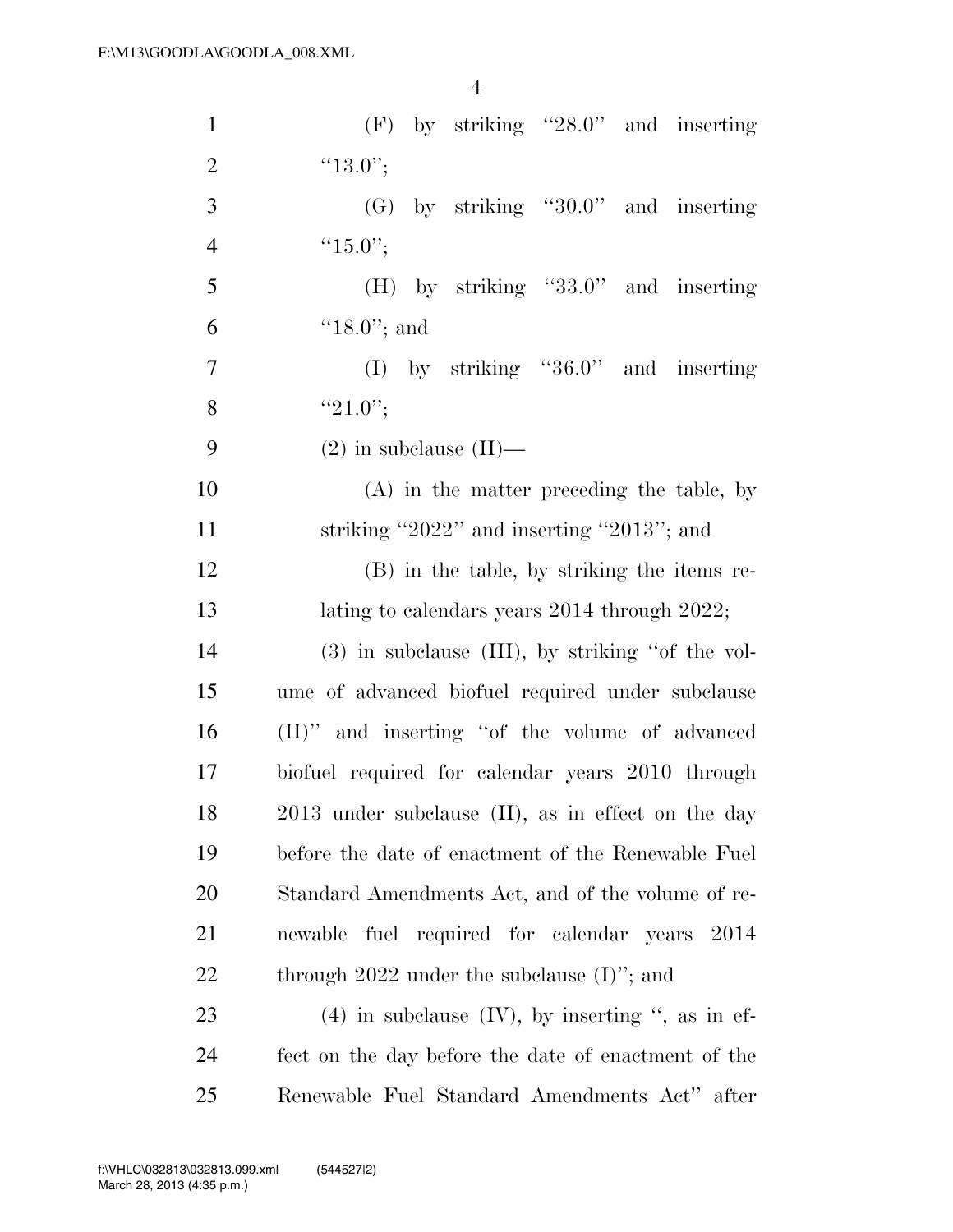(F) by striking "28.0" and inserting "13.0";

(G) by striking "30.0" and inserting "15.0";

(H) by striking "33.0" and inserting "18.0"; and

(I) by striking "36.0" and inserting "21.0";

(2) in subclause (II)—

(A) in the matter preceding the table, by striking "2022" and inserting "2013"; and

(B) in the table, by striking the items relating to calendars years 2014 through 2022;

(3) in subclause (III), by striking "of the volume of advanced biofuel required under subclause (II)" and inserting "of the volume of advanced biofuel required for calendar years 2010 through 2013 under subclause (II), as in effect on the day before the date of enactment of the Renewable Fuel Standard Amendments Act, and of the volume of renewable fuel required for calendar years 2014 through 2022 under the subclause (I)"; and

(4) in subclause (IV), by inserting ", as in effect on the day before the date of enactment of the Renewable Fuel Standard Amendments Act" after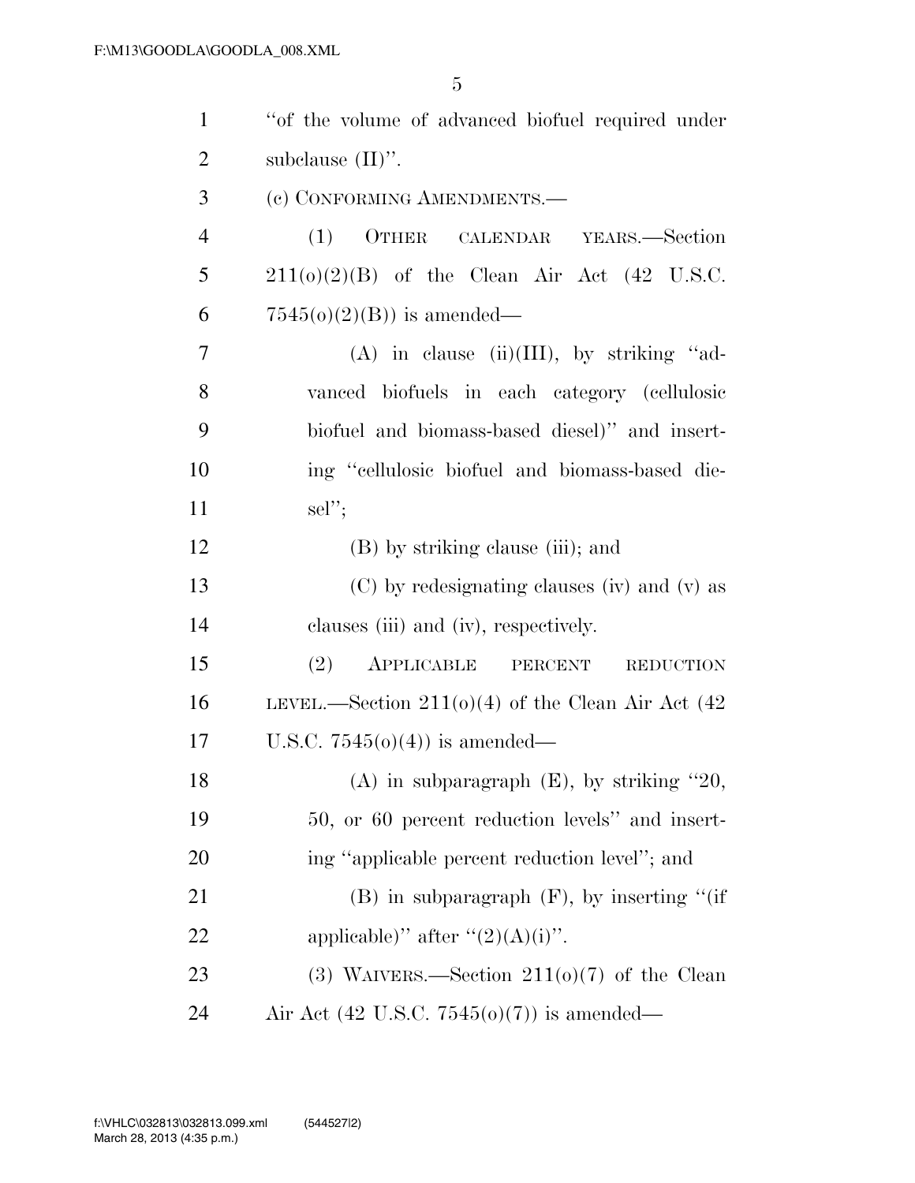"of the volume of advanced biofuel required under subclause (II)".

(c) CONFORMING AMENDMENTS.—

(1) OTHER CALENDAR YEARS.—Section 211(o)(2)(B) of the Clean Air Act (42 U.S.C. 7545(o)(2)(B)) is amended—

(A) in clause (ii)(III), by striking "advanced biofuels in each category (cellulosic biofuel and biomass-based diesel)" and inserting "cellulosic biofuel and biomass-based diesel";

(B) by striking clause (iii); and

(C) by redesignating clauses (iv) and (v) as clauses (iii) and (iv), respectively.

(2) APPLICABLE PERCENT REDUCTION LEVEL.—Section 211(o)(4) of the Clean Air Act (42 U.S.C. 7545(o)(4)) is amended—

(A) in subparagraph (E), by striking "20, 50, or 60 percent reduction levels" and inserting "applicable percent reduction level"; and

(B) in subparagraph (F), by inserting "(if applicable)" after "(2)(A)(i)".

(3) WAIVERS.—Section 211(o)(7) of the Clean Air Act (42 U.S.C. 7545(o)(7)) is amended—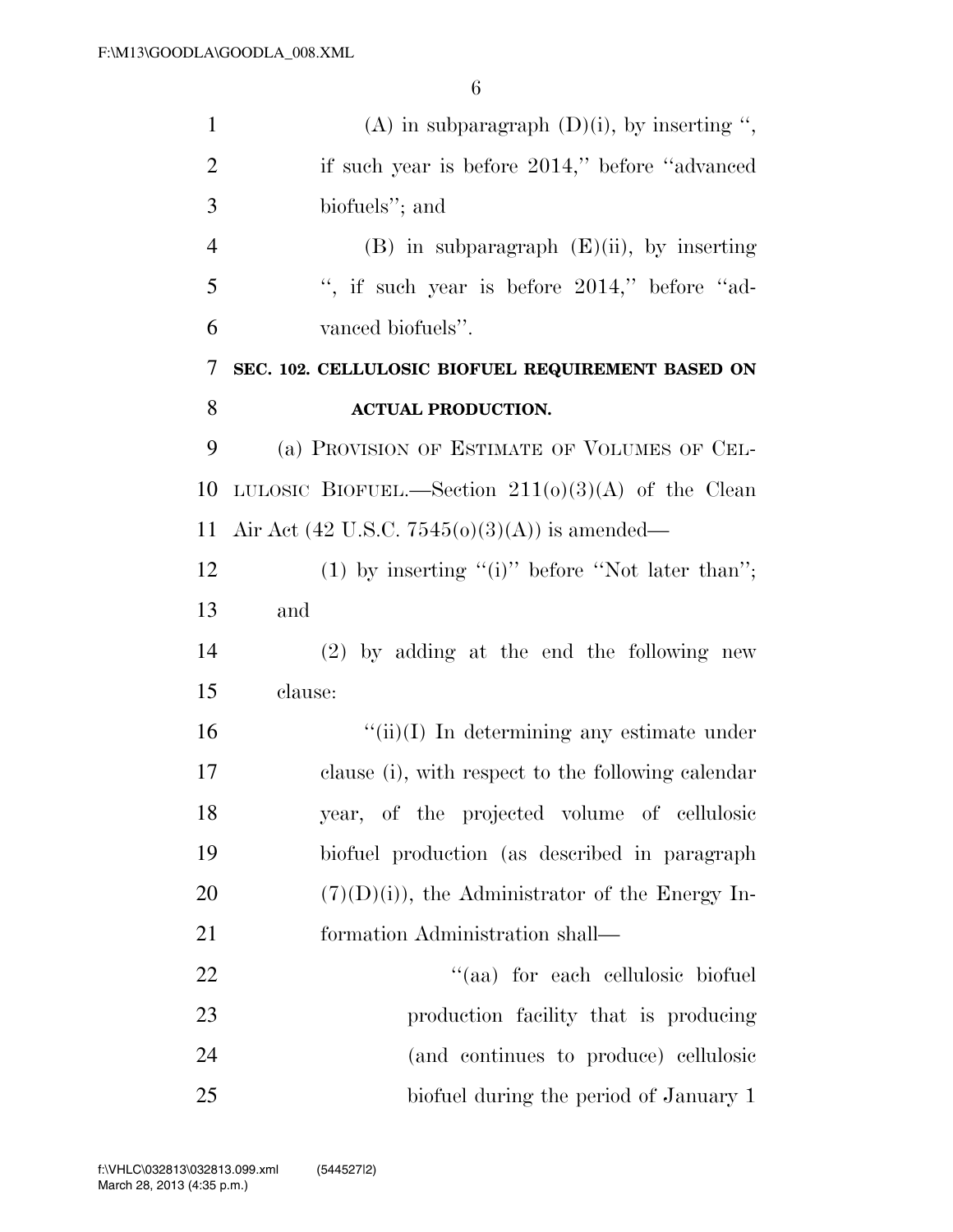(A) in subparagraph (D)(i), by inserting ", if such year is before 2014," before "advanced biofuels"; and

(B) in subparagraph (E)(ii), by inserting ", if such year is before 2014," before "advanced biofuels".

**SEC. 102. CELLULOSIC BIOFUEL REQUIREMENT BASED ON ACTUAL PRODUCTION.**

(a) PROVISION OF ESTIMATE OF VOLUMES OF CELLULOSIC BIOFUEL.—Section 211(o)(3)(A) of the Clean Air Act (42 U.S.C. 7545(o)(3)(A)) is amended—

(1) by inserting "(i)" before "Not later than"; and

(2) by adding at the end the following new clause:

"(ii)(I) In determining any estimate under clause (i), with respect to the following calendar year, of the projected volume of cellulosic biofuel production (as described in paragraph (7)(D)(i)), the Administrator of the Energy Information Administration shall—

"(aa) for each cellulosic biofuel production facility that is producing (and continues to produce) cellulosic biofuel during the period of January 1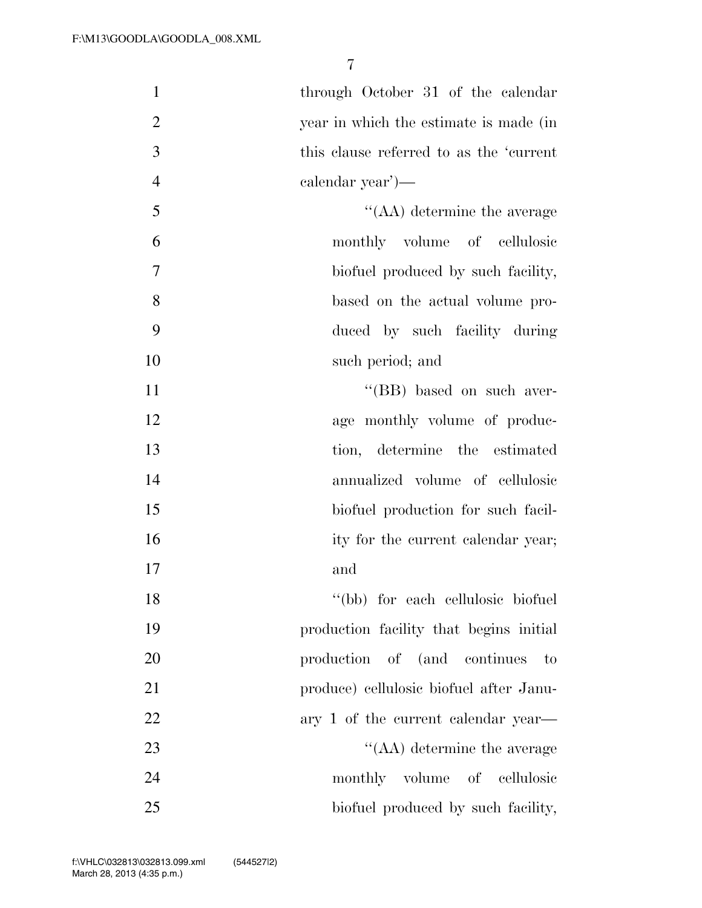through October 31 of the calendar year in which the estimate is made (in this clause referred to as the 'current calendar year')—

"(AA) determine the average monthly volume of cellulosic biofuel produced by such facility, based on the actual volume produced by such facility during such period; and

"(BB) based on such average monthly volume of production, determine the estimated annualized volume of cellulosic biofuel production for such facility for the current calendar year; and

"(bb) for each cellulosic biofuel production facility that begins initial production of (and continues to produce) cellulosic biofuel after January 1 of the current calendar year—

"(AA) determine the average monthly volume of cellulosic biofuel produced by such facility,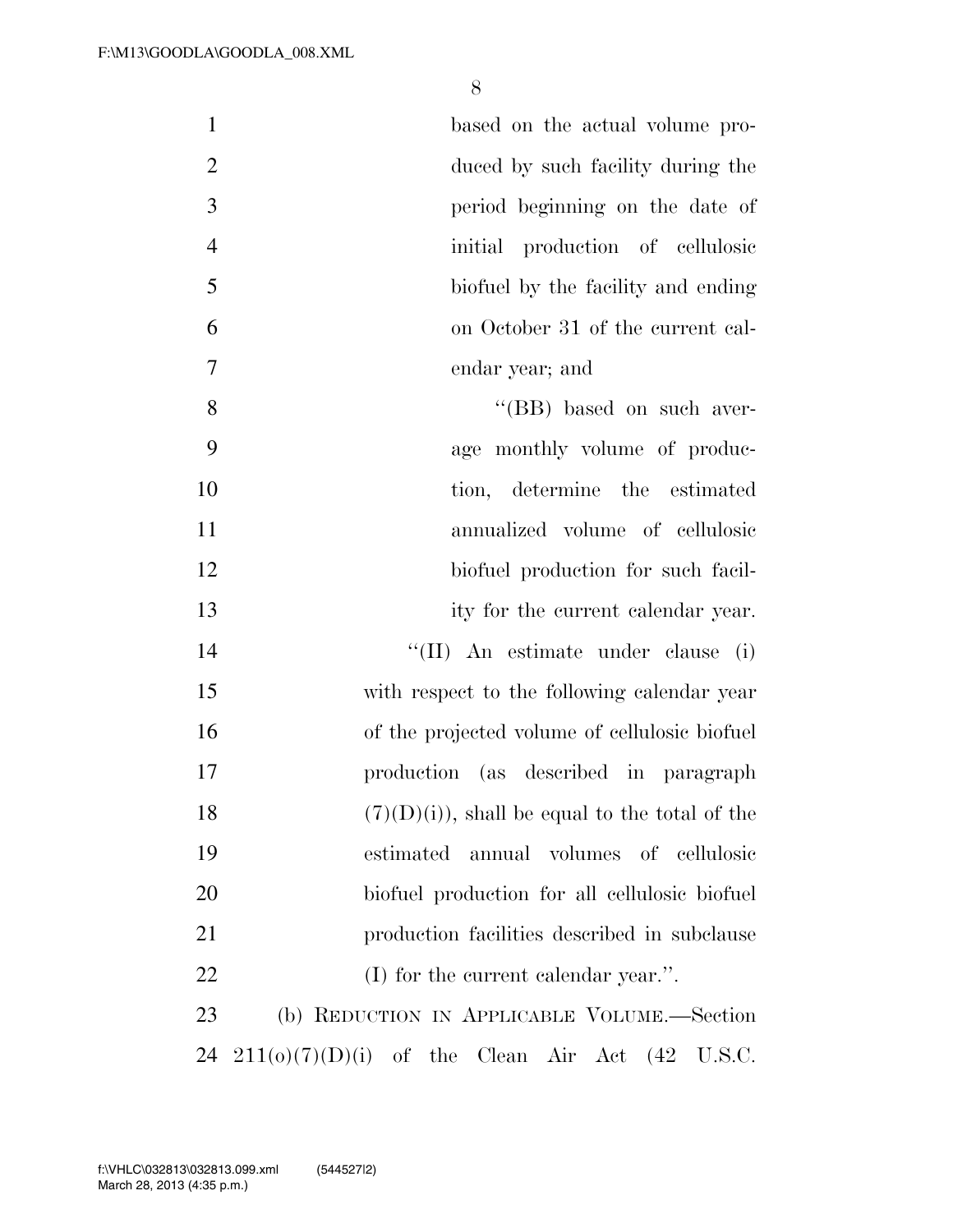based on the actual volume produced by such facility during the period beginning on the date of initial production of cellulosic biofuel by the facility and ending on October 31 of the current calendar year; and

"(BB) based on such average monthly volume of production, determine the estimated annualized volume of cellulosic biofuel production for such facility for the current calendar year.

"(II) An estimate under clause (i) with respect to the following calendar year of the projected volume of cellulosic biofuel production (as described in paragraph (7)(D)(i)), shall be equal to the total of the estimated annual volumes of cellulosic biofuel production for all cellulosic biofuel production facilities described in subclause (I) for the current calendar year.".

(b) REDUCTION IN APPLICABLE VOLUME.—Section 211(o)(7)(D)(i) of the Clean Air Act (42 U.S.C.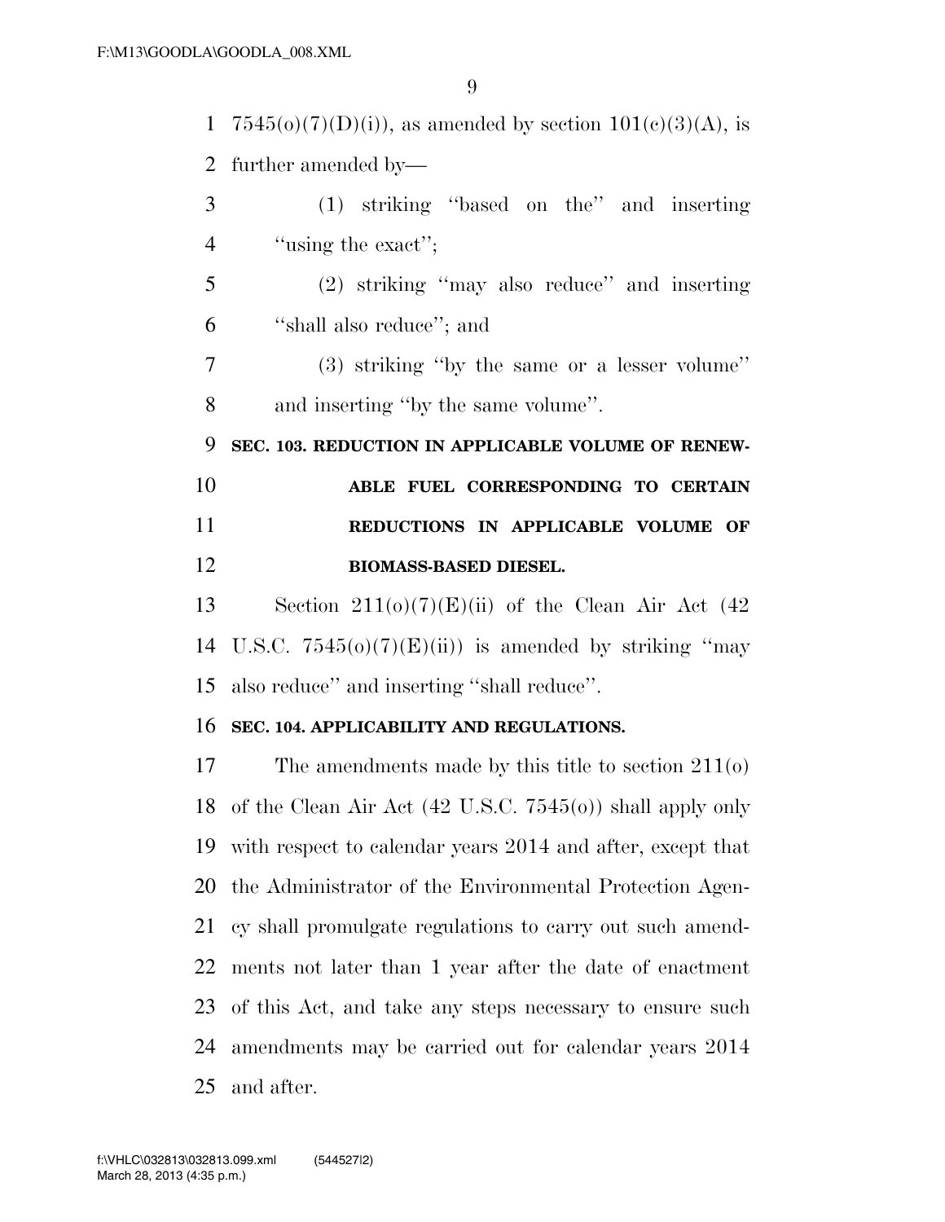7545(o)(7)(D)(i)), as amended by section 101(c)(3)(A), is further amended by—

(1) striking ''based on the'' and inserting ''using the exact'';

(2) striking ''may also reduce'' and inserting ''shall also reduce''; and

(3) striking ''by the same or a lesser volume'' and inserting ''by the same volume''.

**SEC. 103. REDUCTION IN APPLICABLE VOLUME OF RENEWABLE FUEL CORRESPONDING TO CERTAIN REDUCTIONS IN APPLICABLE VOLUME OF BIOMASS-BASED DIESEL.**

Section 211(o)(7)(E)(ii) of the Clean Air Act (42 U.S.C. 7545(o)(7)(E)(ii)) is amended by striking ''may also reduce'' and inserting ''shall reduce''.

**SEC. 104. APPLICABILITY AND REGULATIONS.**

The amendments made by this title to section 211(o) of the Clean Air Act (42 U.S.C. 7545(o)) shall apply only with respect to calendar years 2014 and after, except that the Administrator of the Environmental Protection Agency shall promulgate regulations to carry out such amendments not later than 1 year after the date of enactment of this Act, and take any steps necessary to ensure such amendments may be carried out for calendar years 2014 and after.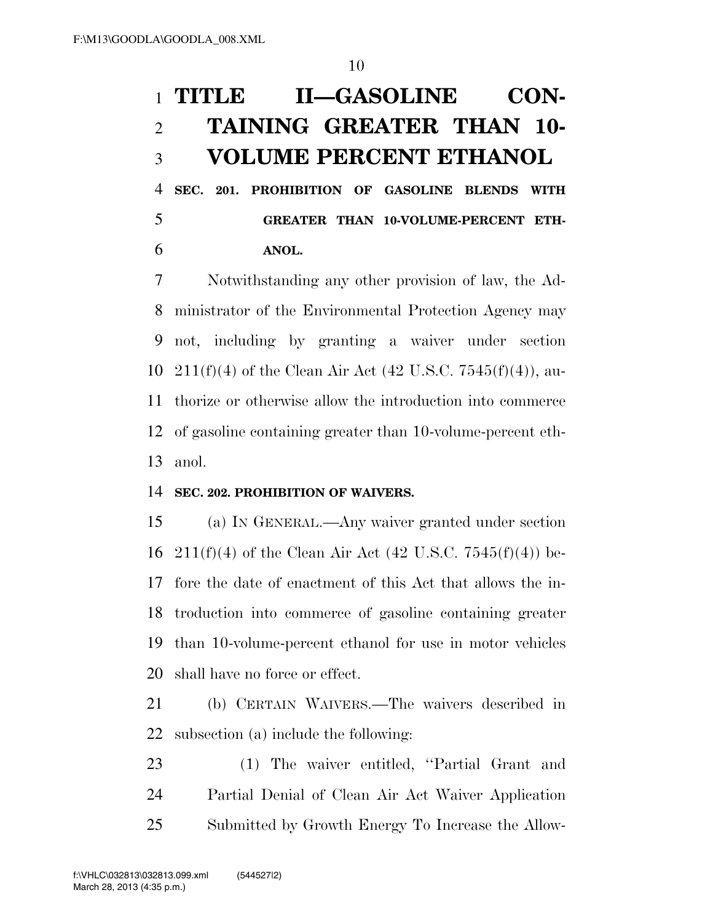# TITLE II—GASOLINE CONTAINING GREATER THAN 10-VOLUME PERCENT ETHANOL

## SEC. 201. PROHIBITION OF GASOLINE BLENDS WITH GREATER THAN 10-VOLUME-PERCENT ETHANOL.

Notwithstanding any other provision of law, the Administrator of the Environmental Protection Agency may not, including by granting a waiver under section 211(f)(4) of the Clean Air Act (42 U.S.C. 7545(f)(4)), authorize or otherwise allow the introduction into commerce of gasoline containing greater than 10-volume-percent ethanol.

## SEC. 202. PROHIBITION OF WAIVERS.

(a) IN GENERAL.—Any waiver granted under section 211(f)(4) of the Clean Air Act (42 U.S.C. 7545(f)(4)) before the date of enactment of this Act that allows the introduction into commerce of gasoline containing greater than 10-volume-percent ethanol for use in motor vehicles shall have no force or effect.

(b) CERTAIN WAIVERS.—The waivers described in subsection (a) include the following:

(1) The waiver entitled, ''Partial Grant and Partial Denial of Clean Air Act Waiver Application Submitted by Growth Energy To Increase the Allow-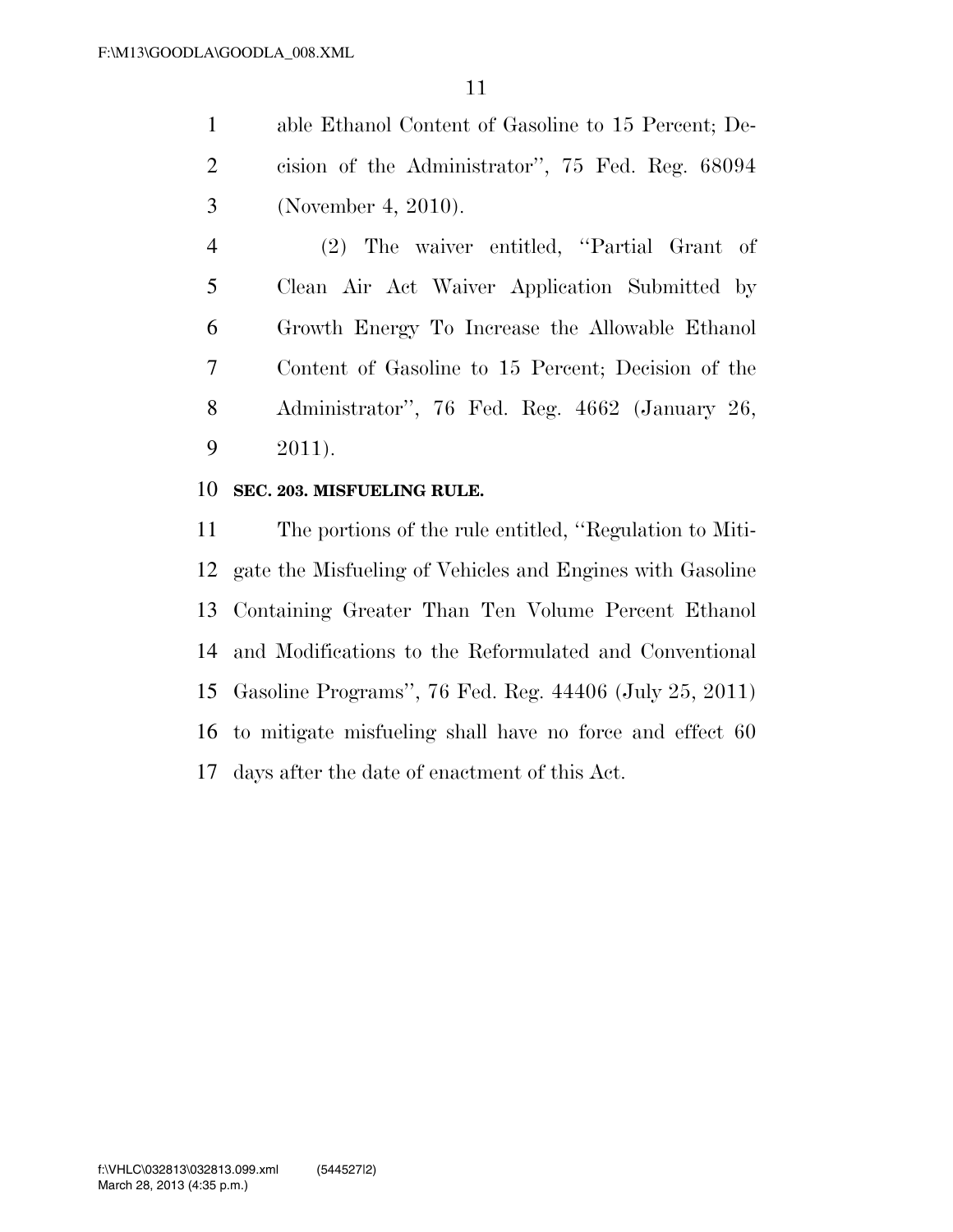able Ethanol Content of Gasoline to 15 Percent; Decision of the Administrator'', 75 Fed. Reg. 68094 (November 4, 2010).

(2) The waiver entitled, ''Partial Grant of Clean Air Act Waiver Application Submitted by Growth Energy To Increase the Allowable Ethanol Content of Gasoline to 15 Percent; Decision of the Administrator'', 76 Fed. Reg. 4662 (January 26, 2011).

**SEC. 203. MISFUELING RULE.**

The portions of the rule entitled, ''Regulation to Mitigate the Misfueling of Vehicles and Engines with Gasoline Containing Greater Than Ten Volume Percent Ethanol and Modifications to the Reformulated and Conventional Gasoline Programs'', 76 Fed. Reg. 44406 (July 25, 2011) to mitigate misfueling shall have no force and effect 60 days after the date of enactment of this Act.